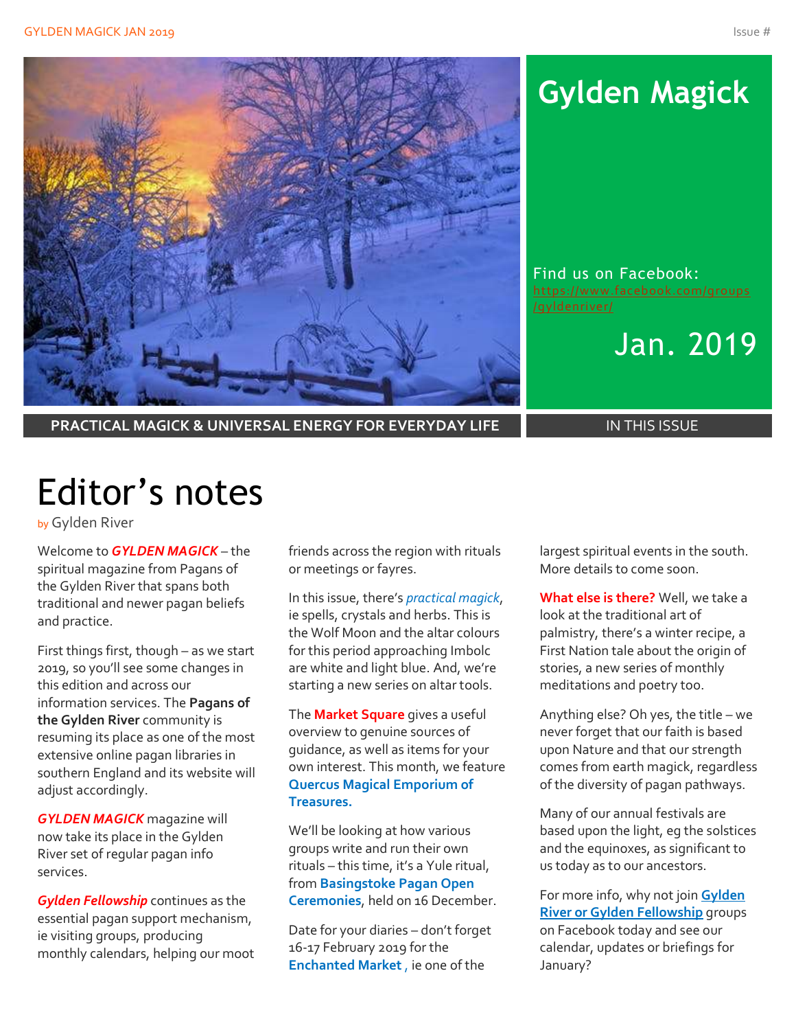# Gylden Magick

Find us on Facebook: https://www.facebook.com/groups/gyldenriver/

Jan. 2019

**PRACTICAL MAGICK & UNIVERSAL ENERGY FOR EVERYDAY LIFE**

IN THIS ISSUE

# Editor's notes

by Gylden River

Welcome to ***GYLDEN MAGICK*** – the spiritual magazine from Pagans of the Gylden River that spans both traditional and newer pagan beliefs and practice.

First things first, though – as we start 2019, so you'll see some changes in this edition and across our information services. The **Pagans of the Gylden River** community is resuming its place as one of the most extensive online pagan libraries in southern England and its website will adjust accordingly.

***GYLDEN MAGICK*** magazine will now take its place in the Gylden River set of regular pagan info services.

***Gylden Fellowship*** continues as the essential pagan support mechanism, ie visiting groups, producing monthly calendars, helping our moot friends across the region with rituals or meetings or fayres.

In this issue, there's *practical magick*, ie spells, crystals and herbs. This is the Wolf Moon and the altar colours for this period approaching Imbolc are white and light blue. And, we're starting a new series on altar tools.

The **Market Square** gives a useful overview to genuine sources of guidance, as well as items for your own interest. This month, we feature **Quercus Magical Emporium of Treasures.**

We'll be looking at how various groups write and run their own rituals – this time, it's a Yule ritual, from **Basingstoke Pagan Open Ceremonies**, held on 16 December.

Date for your diaries – don't forget 16-17 February 2019 for the **Enchanted Market** , ie one of the largest spiritual events in the south. More details to come soon.

**What else is there?** Well, we take a look at the traditional art of palmistry, there's a winter recipe, a First Nation tale about the origin of stories, a new series of monthly meditations and poetry too.

Anything else? Oh yes, the title – we never forget that our faith is based upon Nature and that our strength comes from earth magick, regardless of the diversity of pagan pathways.

Many of our annual festivals are based upon the light, eg the solstices and the equinoxes, as significant to us today as to our ancestors.

For more info, why not join **Gylden River or Gylden Fellowship** groups on Facebook today and see our calendar, updates or briefings for January?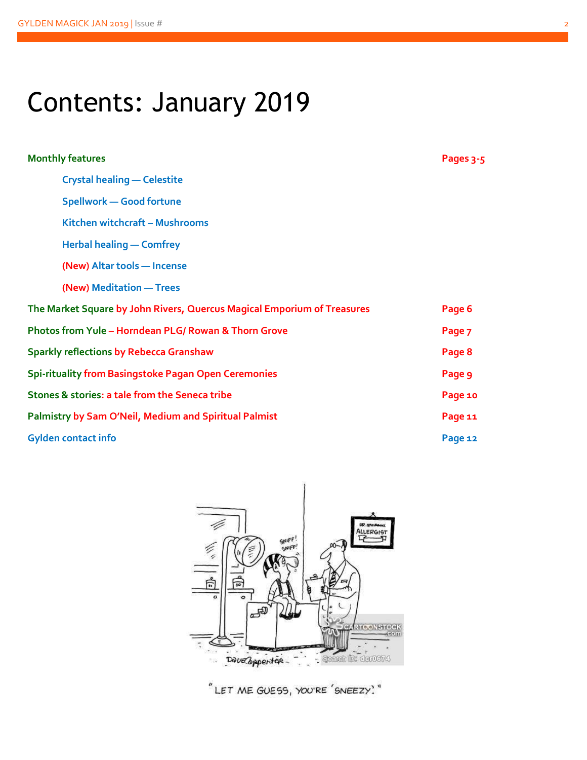# Contents: January 2019

| | |
|---|---|
| **Monthly features** | **Pages 3-5** |
| **Crystal healing — Celestite** | |
| **Spellwork — Good fortune** | |
| **Kitchen witchcraft – Mushrooms** | |
| **Herbal healing — Comfrey** | |
| **(New) Altar tools — Incense** | |
| **(New) Meditation — Trees** | |
| **The Market Square by John Rivers, Quercus Magical Emporium of Treasures** | **Page 6** |
| **Photos from Yule – Horndean PLG/ Rowan & Thorn Grove** | **Page 7** |
| **Sparkly reflections by Rebecca Granshaw** | **Page 8** |
| **Spi-rituality from Basingstoke Pagan Open Ceremonies** | **Page 9** |
| **Stones & stories: a tale from the Seneca tribe** | **Page 10** |
| **Palmistry by Sam O'Neil, Medium and Spiritual Palmist** | **Page 11** |
| **Gylden contact info** | **Page 12** |

"LET ME GUESS, YOU'RE 'SNEEZY'."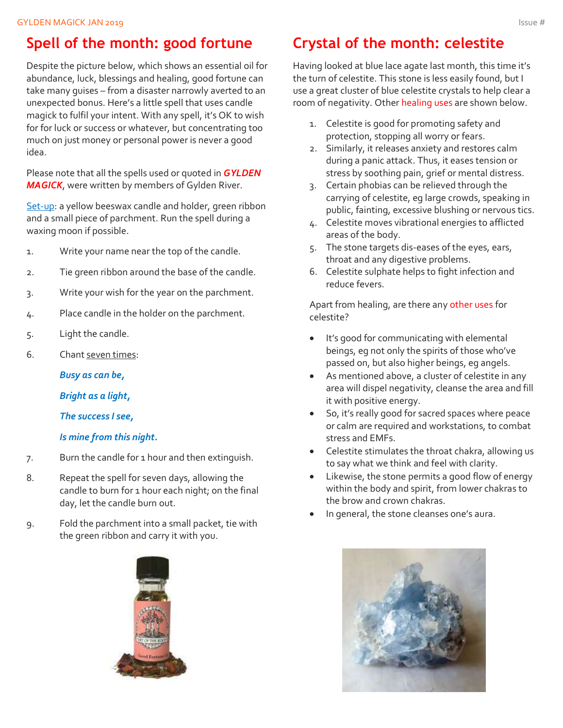## Spell of the month: good fortune

Despite the picture below, which shows an essential oil for abundance, luck, blessings and healing, good fortune can take many guises – from a disaster narrowly averted to an unexpected bonus. Here's a little spell that uses candle magick to fulfil your intent. With any spell, it's OK to wish for for luck or success or whatever, but concentrating too much on just money or personal power is never a good idea.

Please note that all the spells used or quoted in ***GYLDEN MAGICK***, were written by members of Gylden River.

Set-up: a yellow beeswax candle and holder, green ribbon and a small piece of parchment. Run the spell during a waxing moon if possible.

1. Write your name near the top of the candle.
2. Tie green ribbon around the base of the candle.
3. Write your wish for the year on the parchment.
4. Place candle in the holder on the parchment.
5. Light the candle.
6. Chant seven times:

   ***Busy as can be,***

   ***Bright as a light,***

   ***The success I see,***

   ***Is mine from this night.***

7. Burn the candle for 1 hour and then extinguish.
8. Repeat the spell for seven days, allowing the candle to burn for 1 hour each night; on the final day, let the candle burn out.
9. Fold the parchment into a small packet, tie with the green ribbon and carry it with you.

## Crystal of the month: celestite

Having looked at blue lace agate last month, this time it's the turn of celestite. This stone is less easily found, but I use a great cluster of blue celestite crystals to help clear a room of negativity. Other healing uses are shown below.

1. Celestite is good for promoting safety and protection, stopping all worry or fears.
2. Similarly, it releases anxiety and restores calm during a panic attack. Thus, it eases tension or stress by soothing pain, grief or mental distress.
3. Certain phobias can be relieved through the carrying of celestite, eg large crowds, speaking in public, fainting, excessive blushing or nervous tics.
4. Celestite moves vibrational energies to afflicted areas of the body.
5. The stone targets dis-eases of the eyes, ears, throat and any digestive problems.
6. Celestite sulphate helps to fight infection and reduce fevers.

Apart from healing, are there any other uses for celestite?

- It's good for communicating with elemental beings, eg not only the spirits of those who've passed on, but also higher beings, eg angels.
- As mentioned above, a cluster of celestite in any area will dispel negativity, cleanse the area and fill it with positive energy.
- So, it's really good for sacred spaces where peace or calm are required and workstations, to combat stress and EMFs.
- Celestite stimulates the throat chakra, allowing us to say what we think and feel with clarity.
- Likewise, the stone permits a good flow of energy within the body and spirit, from lower chakras to the brow and crown chakras.
- In general, the stone cleanses one's aura.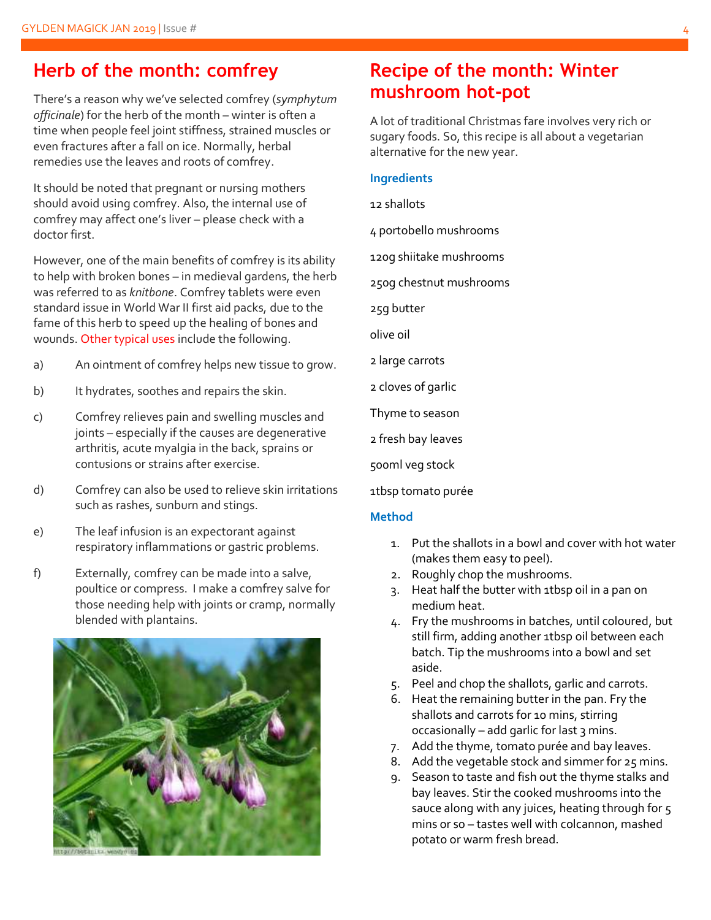## Herb of the month: comfrey

There's a reason why we've selected comfrey (*symphytum officinale*) for the herb of the month – winter is often a time when people feel joint stiffness, strained muscles or even fractures after a fall on ice. Normally, herbal remedies use the leaves and roots of comfrey.

It should be noted that pregnant or nursing mothers should avoid using comfrey. Also, the internal use of comfrey may affect one's liver – please check with a doctor first.

However, one of the main benefits of comfrey is its ability to help with broken bones – in medieval gardens, the herb was referred to as *knitbone*. Comfrey tablets were even standard issue in World War II first aid packs, due to the fame of this herb to speed up the healing of bones and wounds. Other typical uses include the following.

a) An ointment of comfrey helps new tissue to grow.

b) It hydrates, soothes and repairs the skin.

c) Comfrey relieves pain and swelling muscles and joints – especially if the causes are degenerative arthritis, acute myalgia in the back, sprains or contusions or strains after exercise.

d) Comfrey can also be used to relieve skin irritations such as rashes, sunburn and stings.

e) The leaf infusion is an expectorant against respiratory inflammations or gastric problems.

f) Externally, comfrey can be made into a salve, poultice or compress. I make a comfrey salve for those needing help with joints or cramp, normally blended with plantains.

## Recipe of the month: Winter mushroom hot-pot

A lot of traditional Christmas fare involves very rich or sugary foods. So, this recipe is all about a vegetarian alternative for the new year.

### Ingredients

12 shallots

4 portobello mushrooms

120g shiitake mushrooms

250g chestnut mushrooms

25g butter

olive oil

2 large carrots

2 cloves of garlic

Thyme to season

2 fresh bay leaves

500ml veg stock

1tbsp tomato purée

### Method

1. Put the shallots in a bowl and cover with hot water (makes them easy to peel).
2. Roughly chop the mushrooms.
3. Heat half the butter with 1tbsp oil in a pan on medium heat.
4. Fry the mushrooms in batches, until coloured, but still firm, adding another 1tbsp oil between each batch. Tip the mushrooms into a bowl and set aside.
5. Peel and chop the shallots, garlic and carrots.
6. Heat the remaining butter in the pan. Fry the shallots and carrots for 10 mins, stirring occasionally – add garlic for last 3 mins.
7. Add the thyme, tomato purée and bay leaves.
8. Add the vegetable stock and simmer for 25 mins.
9. Season to taste and fish out the thyme stalks and bay leaves. Stir the cooked mushrooms into the sauce along with any juices, heating through for 5 mins or so – tastes well with colcannon, mashed potato or warm fresh bread.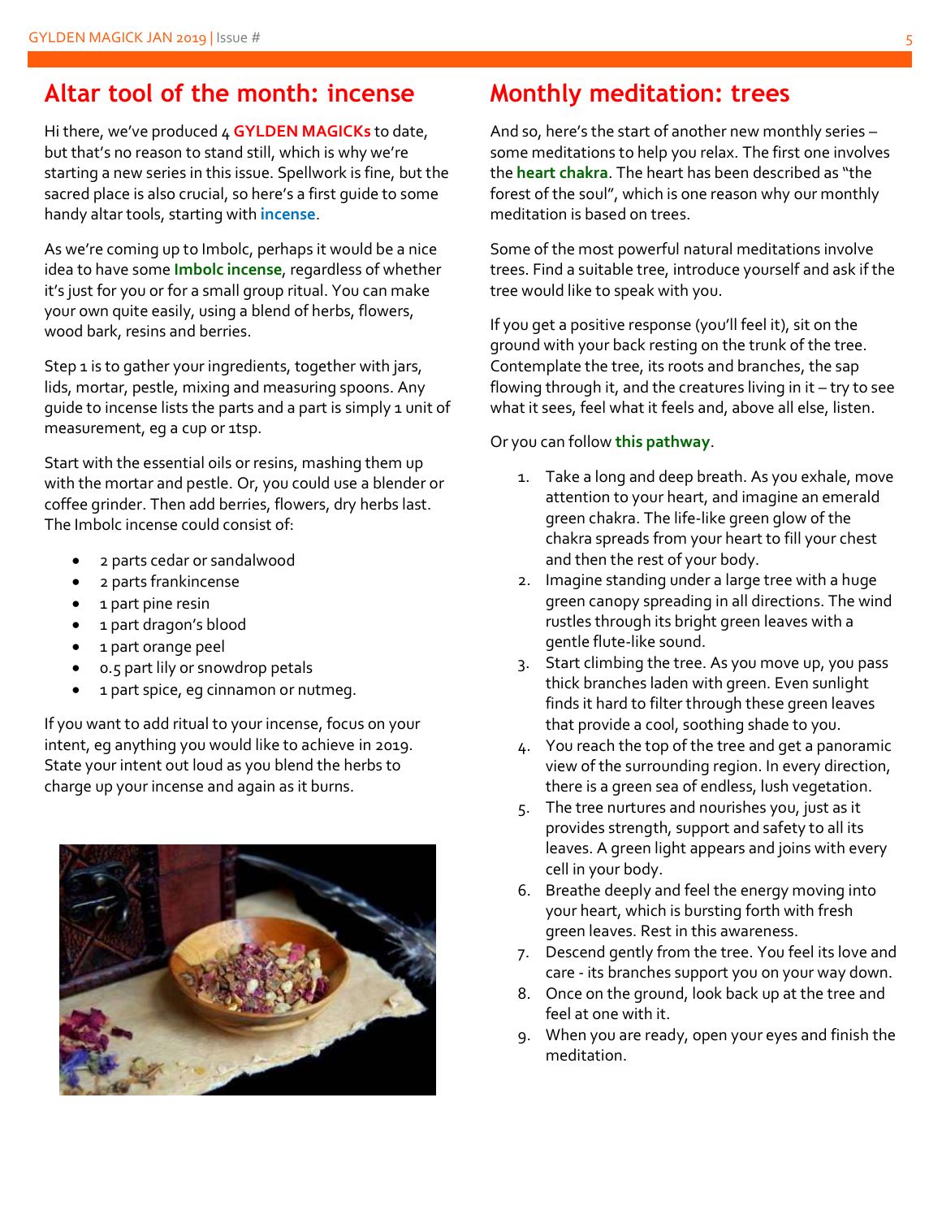## Altar tool of the month: incense

Hi there, we've produced 4 **GYLDEN MAGICKs** to date, but that's no reason to stand still, which is why we're starting a new series in this issue. Spellwork is fine, but the sacred place is also crucial, so here's a first guide to some handy altar tools, starting with **incense**.

As we're coming up to Imbolc, perhaps it would be a nice idea to have some **Imbolc incense**, regardless of whether it's just for you or for a small group ritual. You can make your own quite easily, using a blend of herbs, flowers, wood bark, resins and berries.

Step 1 is to gather your ingredients, together with jars, lids, mortar, pestle, mixing and measuring spoons. Any guide to incense lists the parts and a part is simply 1 unit of measurement, eg a cup or 1tsp.

Start with the essential oils or resins, mashing them up with the mortar and pestle. Or, you could use a blender or coffee grinder. Then add berries, flowers, dry herbs last. The Imbolc incense could consist of:

- 2 parts cedar or sandalwood
- 2 parts frankincense
- 1 part pine resin
- 1 part dragon's blood
- 1 part orange peel
- 0.5 part lily or snowdrop petals
- 1 part spice, eg cinnamon or nutmeg.

If you want to add ritual to your incense, focus on your intent, eg anything you would like to achieve in 2019. State your intent out loud as you blend the herbs to charge up your incense and again as it burns.

## Monthly meditation: trees

And so, here's the start of another new monthly series – some meditations to help you relax. The first one involves the **heart chakra**. The heart has been described as "the forest of the soul", which is one reason why our monthly meditation is based on trees.

Some of the most powerful natural meditations involve trees. Find a suitable tree, introduce yourself and ask if the tree would like to speak with you.

If you get a positive response (you'll feel it), sit on the ground with your back resting on the trunk of the tree. Contemplate the tree, its roots and branches, the sap flowing through it, and the creatures living in it – try to see what it sees, feel what it feels and, above all else, listen.

Or you can follow **this pathway**.

1. Take a long and deep breath. As you exhale, move attention to your heart, and imagine an emerald green chakra. The life-like green glow of the chakra spreads from your heart to fill your chest and then the rest of your body.
2. Imagine standing under a large tree with a huge green canopy spreading in all directions. The wind rustles through its bright green leaves with a gentle flute-like sound.
3. Start climbing the tree. As you move up, you pass thick branches laden with green. Even sunlight finds it hard to filter through these green leaves that provide a cool, soothing shade to you.
4. You reach the top of the tree and get a panoramic view of the surrounding region. In every direction, there is a green sea of endless, lush vegetation.
5. The tree nurtures and nourishes you, just as it provides strength, support and safety to all its leaves. A green light appears and joins with every cell in your body.
6. Breathe deeply and feel the energy moving into your heart, which is bursting forth with fresh green leaves. Rest in this awareness.
7. Descend gently from the tree. You feel its love and care - its branches support you on your way down.
8. Once on the ground, look back up at the tree and feel at one with it.
9. When you are ready, open your eyes and finish the meditation.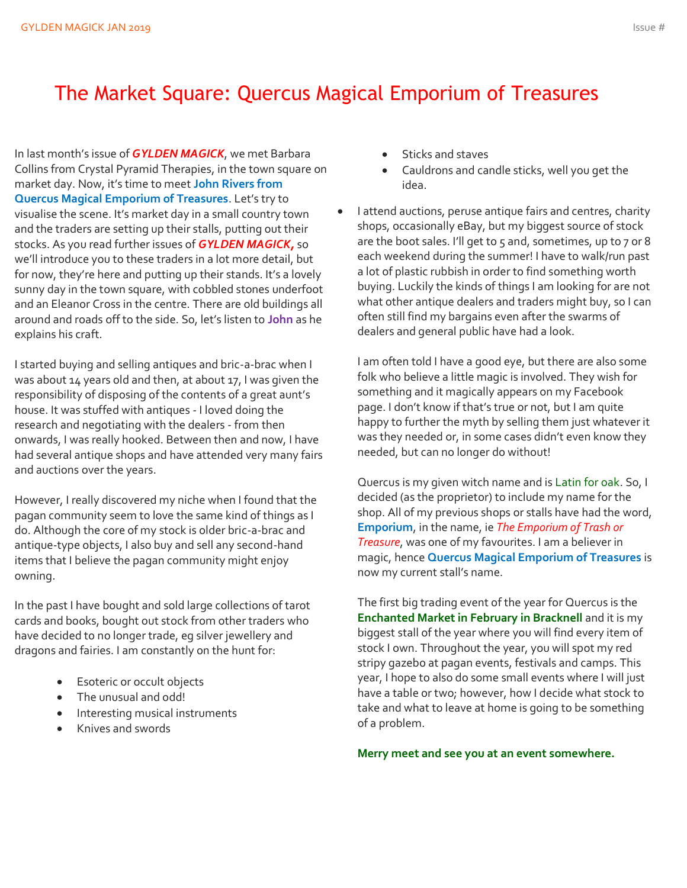# The Market Square: Quercus Magical Emporium of Treasures

In last month's issue of ***GYLDEN MAGICK***, we met Barbara Collins from Crystal Pyramid Therapies, in the town square on market day. Now, it's time to meet **John Rivers from Quercus Magical Emporium of Treasures**. Let's try to visualise the scene. It's market day in a small country town and the traders are setting up their stalls, putting out their stocks. As you read further issues of ***GYLDEN MAGICK,*** so we'll introduce you to these traders in a lot more detail, but for now, they're here and putting up their stands. It's a lovely sunny day in the town square, with cobbled stones underfoot and an Eleanor Cross in the centre. There are old buildings all around and roads off to the side. So, let's listen to **John** as he explains his craft.

I started buying and selling antiques and bric-a-brac when I was about 14 years old and then, at about 17, I was given the responsibility of disposing of the contents of a great aunt's house. It was stuffed with antiques - I loved doing the research and negotiating with the dealers - from then onwards, I was really hooked. Between then and now, I have had several antique shops and have attended very many fairs and auctions over the years.

However, I really discovered my niche when I found that the pagan community seem to love the same kind of things as I do. Although the core of my stock is older bric-a-brac and antique-type objects, I also buy and sell any second-hand items that I believe the pagan community might enjoy owning.

In the past I have bought and sold large collections of tarot cards and books, bought out stock from other traders who have decided to no longer trade, eg silver jewellery and dragons and fairies. I am constantly on the hunt for:

- Esoteric or occult objects
- The unusual and odd!
- Interesting musical instruments
- Knives and swords
- Sticks and staves
- Cauldrons and candle sticks, well you get the idea.

- I attend auctions, peruse antique fairs and centres, charity shops, occasionally eBay, but my biggest source of stock are the boot sales. I'll get to 5 and, sometimes, up to 7 or 8 each weekend during the summer! I have to walk/run past a lot of plastic rubbish in order to find something worth buying. Luckily the kinds of things I am looking for are not what other antique dealers and traders might buy, so I can often still find my bargains even after the swarms of dealers and general public have had a look.

I am often told I have a good eye, but there are also some folk who believe a little magic is involved. They wish for something and it magically appears on my Facebook page. I don't know if that's true or not, but I am quite happy to further the myth by selling them just whatever it was they needed or, in some cases didn't even know they needed, but can no longer do without!

Quercus is my given witch name and is Latin for oak. So, I decided (as the proprietor) to include my name for the shop. All of my previous shops or stalls have had the word, **Emporium**, in the name, ie *The Emporium of Trash or Treasure*, was one of my favourites. I am a believer in magic, hence **Quercus Magical Emporium of Treasures** is now my current stall's name.

The first big trading event of the year for Quercus is the **Enchanted Market in February in Bracknell** and it is my biggest stall of the year where you will find every item of stock I own. Throughout the year, you will spot my red stripy gazebo at pagan events, festivals and camps. This year, I hope to also do some small events where I will just have a table or two; however, how I decide what stock to take and what to leave at home is going to be something of a problem.

**Merry meet and see you at an event somewhere.**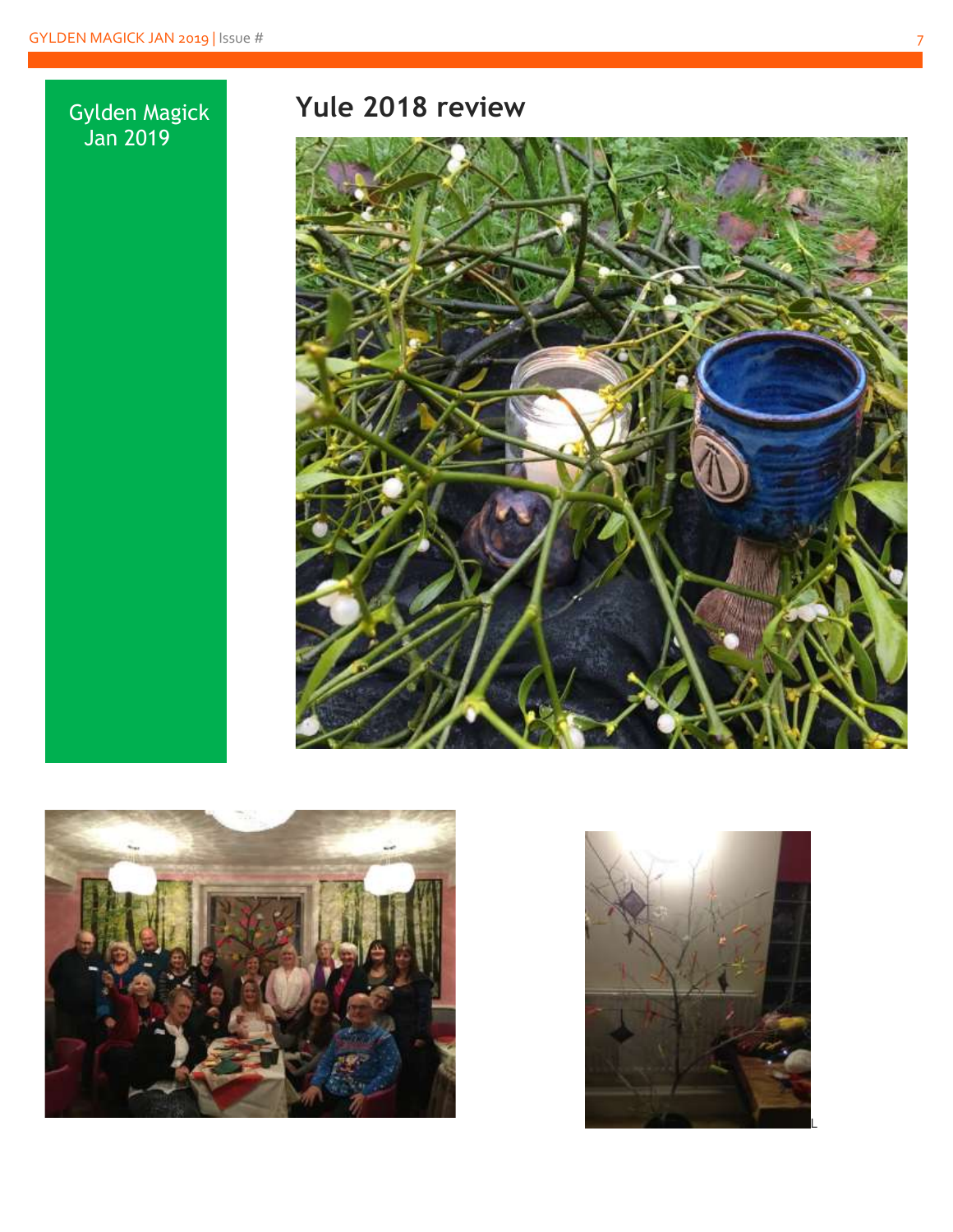Gylden Magick Jan 2019

# Yule 2018 review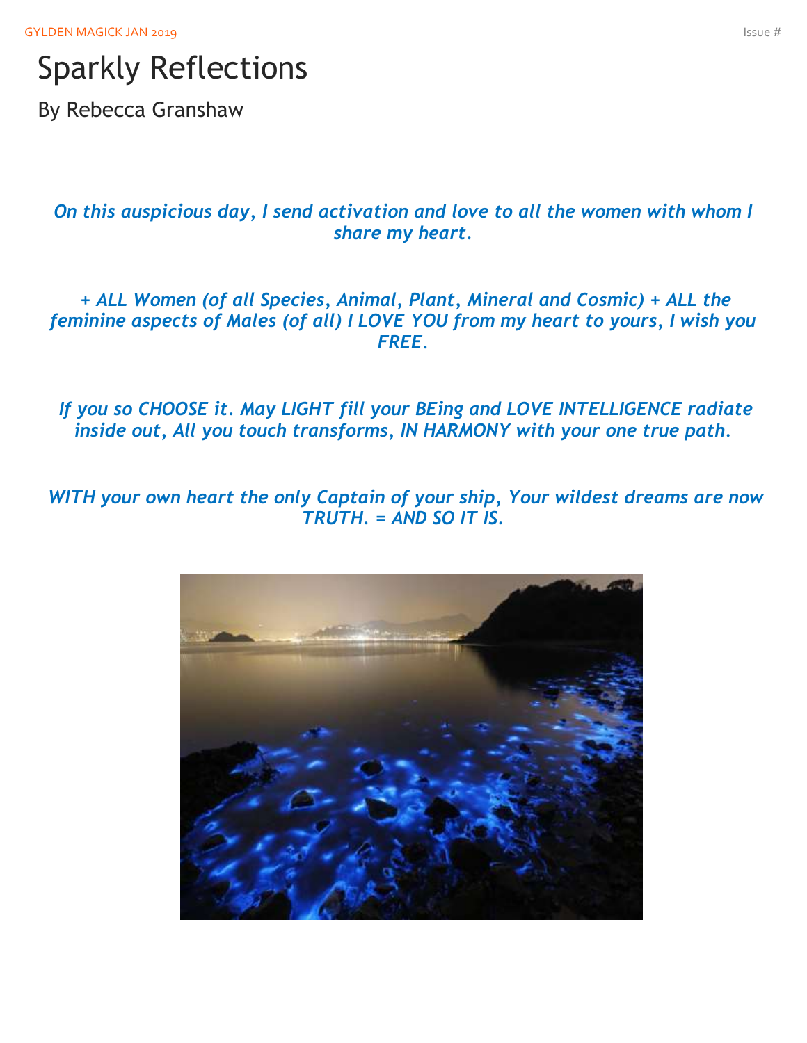# Sparkly Reflections

By Rebecca Granshaw

*On this auspicious day, I send activation and love to all the women with whom I share my heart.*

*+ ALL Women (of all Species, Animal, Plant, Mineral and Cosmic) + ALL the feminine aspects of Males (of all) I LOVE YOU from my heart to yours, I wish you FREE.*

*If you so CHOOSE it. May LIGHT fill your BEing and LOVE INTELLIGENCE radiate inside out, All you touch transforms, IN HARMONY with your one true path.*

*WITH your own heart the only Captain of your ship, Your wildest dreams are now TRUTH. = AND SO IT IS.*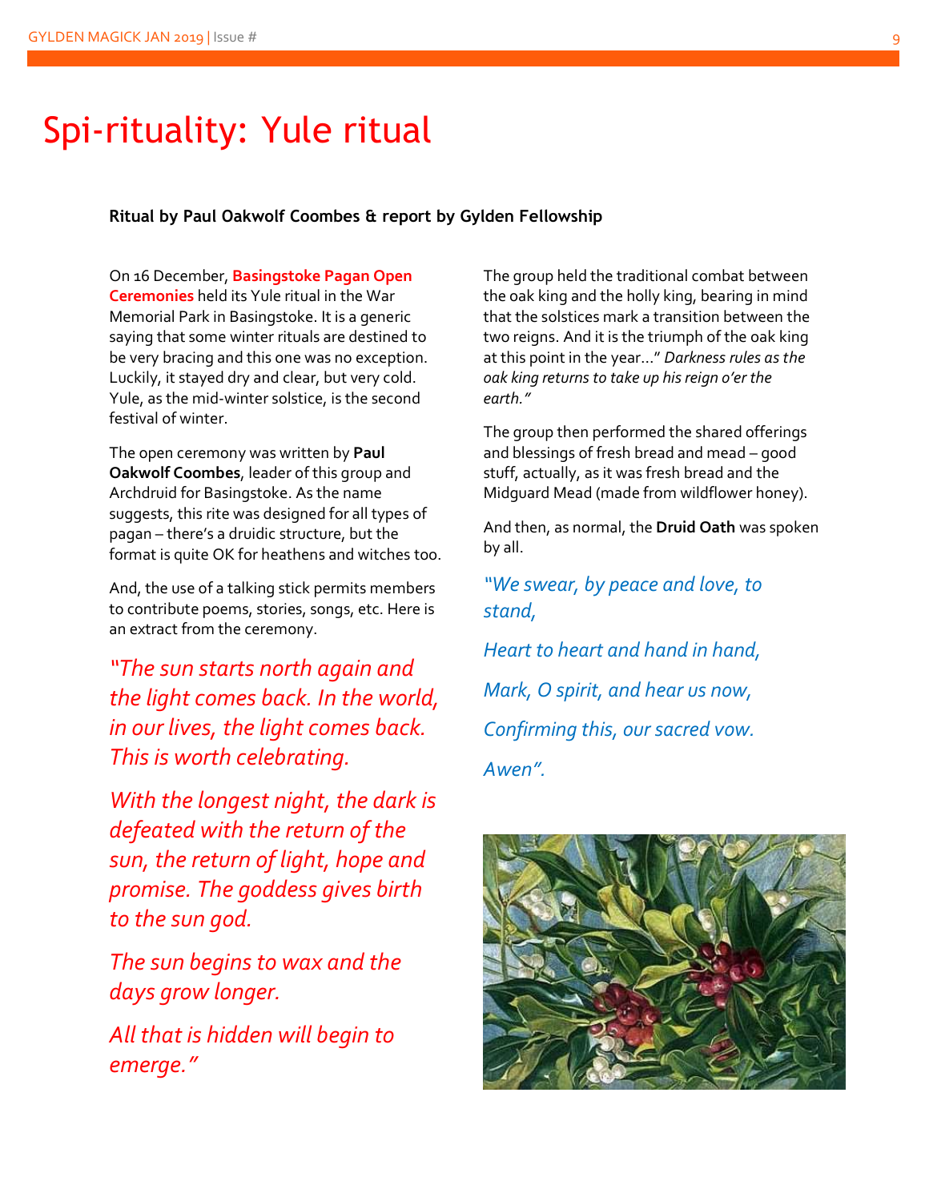# Spi-rituality: Yule ritual

**Ritual by Paul Oakwolf Coombes & report by Gylden Fellowship**

On 16 December, **Basingstoke Pagan Open Ceremonies** held its Yule ritual in the War Memorial Park in Basingstoke. It is a generic saying that some winter rituals are destined to be very bracing and this one was no exception. Luckily, it stayed dry and clear, but very cold. Yule, as the mid-winter solstice, is the second festival of winter.

The open ceremony was written by **Paul Oakwolf Coombes**, leader of this group and Archdruid for Basingstoke. As the name suggests, this rite was designed for all types of pagan – there's a druidic structure, but the format is quite OK for heathens and witches too.

And, the use of a talking stick permits members to contribute poems, stories, songs, etc. Here is an extract from the ceremony.

*"The sun starts north again and the light comes back. In the world, in our lives, the light comes back. This is worth celebrating.*

*With the longest night, the dark is defeated with the return of the sun, the return of light, hope and promise. The goddess gives birth to the sun god.*

*The sun begins to wax and the days grow longer.*

*All that is hidden will begin to emerge."*

The group held the traditional combat between the oak king and the holly king, bearing in mind that the solstices mark a transition between the two reigns. And it is the triumph of the oak king at this point in the year..." *Darkness rules as the oak king returns to take up his reign o'er the earth."*

The group then performed the shared offerings and blessings of fresh bread and mead – good stuff, actually, as it was fresh bread and the Midguard Mead (made from wildflower honey).

And then, as normal, the **Druid Oath** was spoken by all.

*"We swear, by peace and love, to stand,*

*Heart to heart and hand in hand,*

*Mark, O spirit, and hear us now,*

*Confirming this, our sacred vow.*

*Awen".*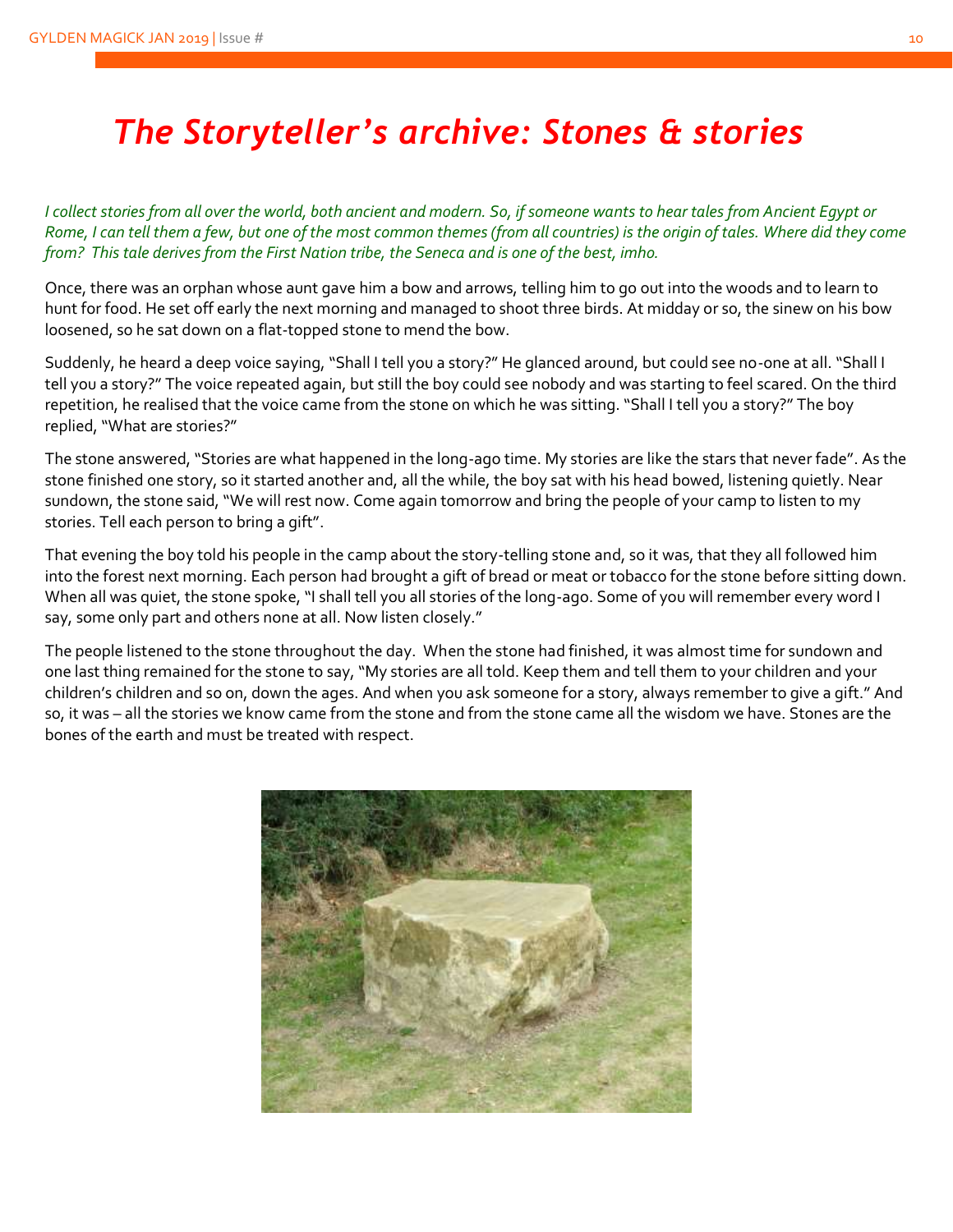# *The Storyteller's archive: Stones & stories*

*I collect stories from all over the world, both ancient and modern. So, if someone wants to hear tales from Ancient Egypt or Rome, I can tell them a few, but one of the most common themes (from all countries) is the origin of tales. Where did they come from? This tale derives from the First Nation tribe, the Seneca and is one of the best, imho.*

Once, there was an orphan whose aunt gave him a bow and arrows, telling him to go out into the woods and to learn to hunt for food. He set off early the next morning and managed to shoot three birds. At midday or so, the sinew on his bow loosened, so he sat down on a flat-topped stone to mend the bow.

Suddenly, he heard a deep voice saying, "Shall I tell you a story?" He glanced around, but could see no-one at all. "Shall I tell you a story?" The voice repeated again, but still the boy could see nobody and was starting to feel scared. On the third repetition, he realised that the voice came from the stone on which he was sitting. "Shall I tell you a story?" The boy replied, "What are stories?"

The stone answered, "Stories are what happened in the long-ago time. My stories are like the stars that never fade". As the stone finished one story, so it started another and, all the while, the boy sat with his head bowed, listening quietly. Near sundown, the stone said, "We will rest now. Come again tomorrow and bring the people of your camp to listen to my stories. Tell each person to bring a gift".

That evening the boy told his people in the camp about the story-telling stone and, so it was, that they all followed him into the forest next morning. Each person had brought a gift of bread or meat or tobacco for the stone before sitting down. When all was quiet, the stone spoke, "I shall tell you all stories of the long-ago. Some of you will remember every word I say, some only part and others none at all. Now listen closely."

The people listened to the stone throughout the day. When the stone had finished, it was almost time for sundown and one last thing remained for the stone to say, "My stories are all told. Keep them and tell them to your children and your children's children and so on, down the ages. And when you ask someone for a story, always remember to give a gift." And so, it was – all the stories we know came from the stone and from the stone came all the wisdom we have. Stones are the bones of the earth and must be treated with respect.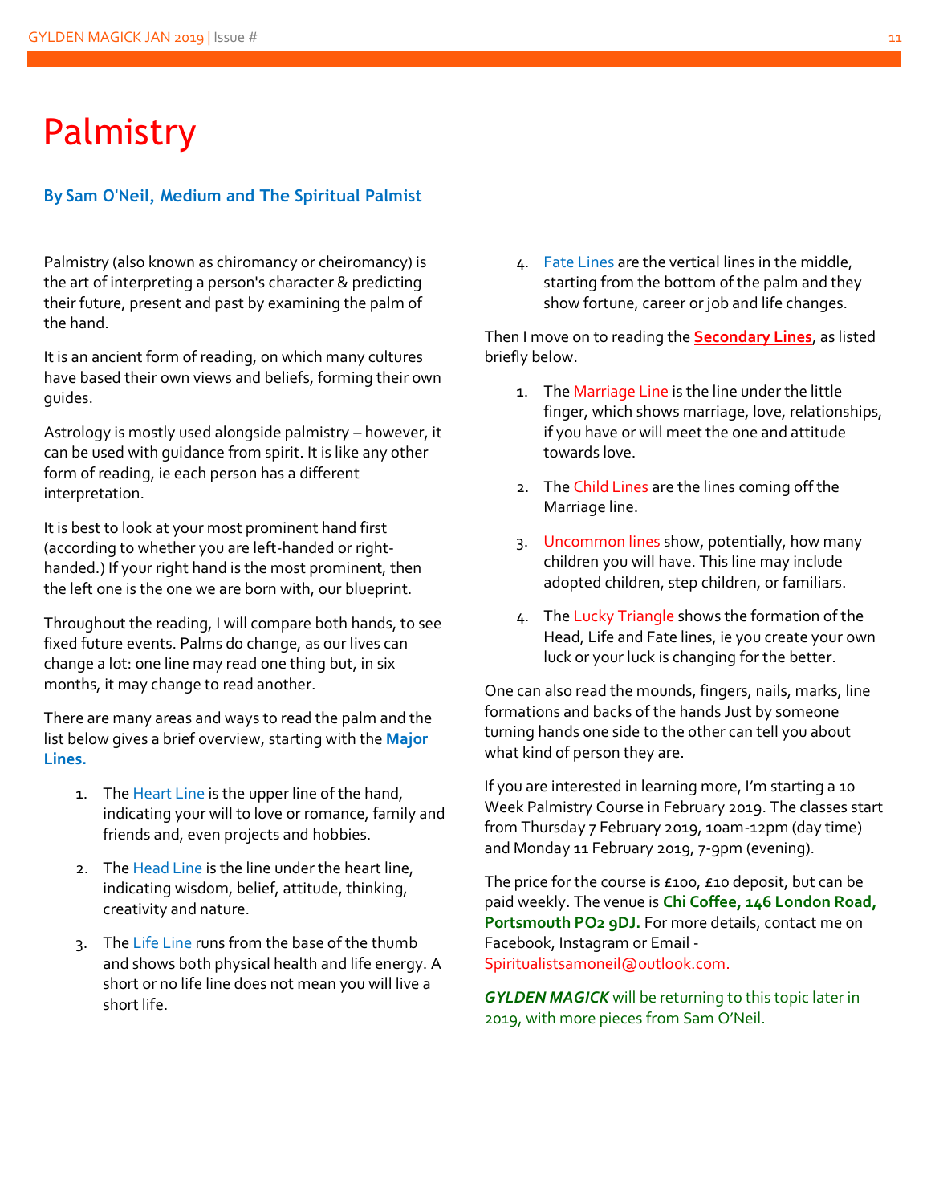# Palmistry

**By Sam O'Neil, Medium and The Spiritual Palmist**

Palmistry (also known as chiromancy or cheiromancy) is the art of interpreting a person's character & predicting their future, present and past by examining the palm of the hand.

It is an ancient form of reading, on which many cultures have based their own views and beliefs, forming their own guides.

Astrology is mostly used alongside palmistry – however, it can be used with guidance from spirit. It is like any other form of reading, ie each person has a different interpretation.

It is best to look at your most prominent hand first (according to whether you are left-handed or right-handed.) If your right hand is the most prominent, then the left one is the one we are born with, our blueprint.

Throughout the reading, I will compare both hands, to see fixed future events. Palms do change, as our lives can change a lot: one line may read one thing but, in six months, it may change to read another.

There are many areas and ways to read the palm and the list below gives a brief overview, starting with the **Major Lines.**

1. The Heart Line is the upper line of the hand, indicating your will to love or romance, family and friends and, even projects and hobbies.
2. The Head Line is the line under the heart line, indicating wisdom, belief, attitude, thinking, creativity and nature.
3. The Life Line runs from the base of the thumb and shows both physical health and life energy. A short or no life line does not mean you will live a short life.
4. Fate Lines are the vertical lines in the middle, starting from the bottom of the palm and they show fortune, career or job and life changes.

Then I move on to reading the **Secondary Lines**, as listed briefly below.

1. The Marriage Line is the line under the little finger, which shows marriage, love, relationships, if you have or will meet the one and attitude towards love.
2. The Child Lines are the lines coming off the Marriage line.
3. Uncommon lines show, potentially, how many children you will have. This line may include adopted children, step children, or familiars.
4. The Lucky Triangle shows the formation of the Head, Life and Fate lines, ie you create your own luck or your luck is changing for the better.

One can also read the mounds, fingers, nails, marks, line formations and backs of the hands Just by someone turning hands one side to the other can tell you about what kind of person they are.

If you are interested in learning more, I'm starting a 10 Week Palmistry Course in February 2019. The classes start from Thursday 7 February 2019, 10am-12pm (day time) and Monday 11 February 2019, 7-9pm (evening).

The price for the course is £100, £10 deposit, but can be paid weekly. The venue is **Chi Coffee, 146 London Road, Portsmouth PO2 9DJ.** For more details, contact me on Facebook, Instagram or Email - Spiritualistsamoneil@outlook.com.

***GYLDEN MAGICK*** will be returning to this topic later in 2019, with more pieces from Sam O'Neil.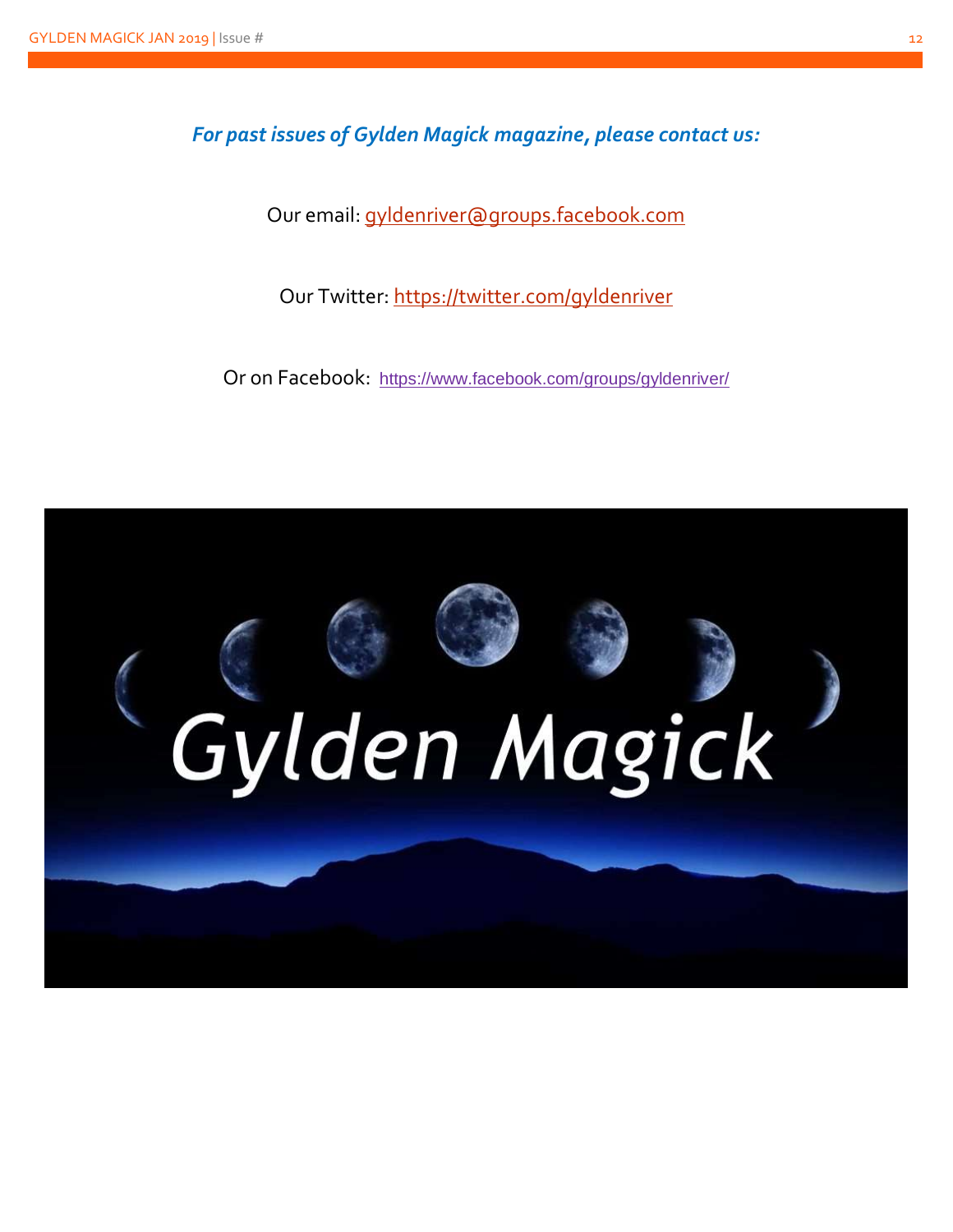***For past issues of Gylden Magick magazine, please contact us:***

Our email: gyldenriver@groups.facebook.com

Our Twitter: https://twitter.com/gyldenriver

Or on Facebook: https://www.facebook.com/groups/gyldenriver/